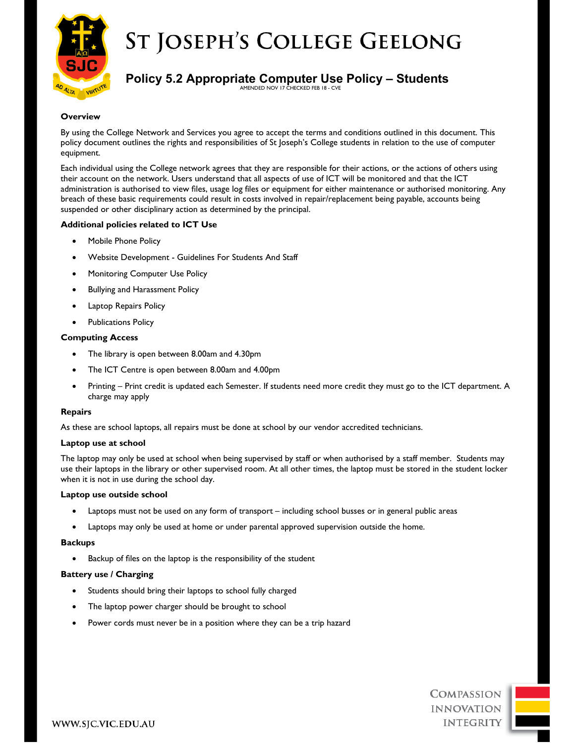# St Joseph's College Geelong

## Policy 5.2 Appropriate Computer Use Policy – Students

AMENDED NOV 17 CHECKED FEB 18 - CVE

**Overview**

By using the College Network and Services you agree to accept the terms and conditions outlined in this document. This policy document outlines the rights and responsibilities of St Joseph's College students in relation to the use of computer equipment.

Each individual using the College network agrees that they are responsible for their actions, or the actions of others using their account on the network. Users understand that all aspects of use of ICT will be monitored and that the ICT administration is authorised to view files, usage log files or equipment for either maintenance or authorised monitoring. Any breach of these basic requirements could result in costs involved in repair/replacement being payable, accounts being suspended or other disciplinary action as determined by the principal.

**Additional policies related to ICT Use**

- Mobile Phone Policy
- Website Development - Guidelines For Students And Staff
- Monitoring Computer Use Policy
- Bullying and Harassment Policy
- Laptop Repairs Policy
- Publications Policy

**Computing Access**

- The library is open between 8.00am and 4.30pm
- The ICT Centre is open between 8.00am and 4.00pm
- Printing – Print credit is updated each Semester. If students need more credit they must go to the ICT department. A charge may apply

**Repairs**

As these are school laptops, all repairs must be done at school by our vendor accredited technicians.

**Laptop use at school**

The laptop may only be used at school when being supervised by staff or when authorised by a staff member. Students may use their laptops in the library or other supervised room. At all other times, the laptop must be stored in the student locker when it is not in use during the school day.

**Laptop use outside school**

- Laptops must not be used on any form of transport – including school busses or in general public areas
- Laptops may only be used at home or under parental approved supervision outside the home.

**Backups**

- Backup of files on the laptop is the responsibility of the student

**Battery use / Charging**

- Students should bring their laptops to school fully charged
- The laptop power charger should be brought to school
- Power cords must never be in a position where they can be a trip hazard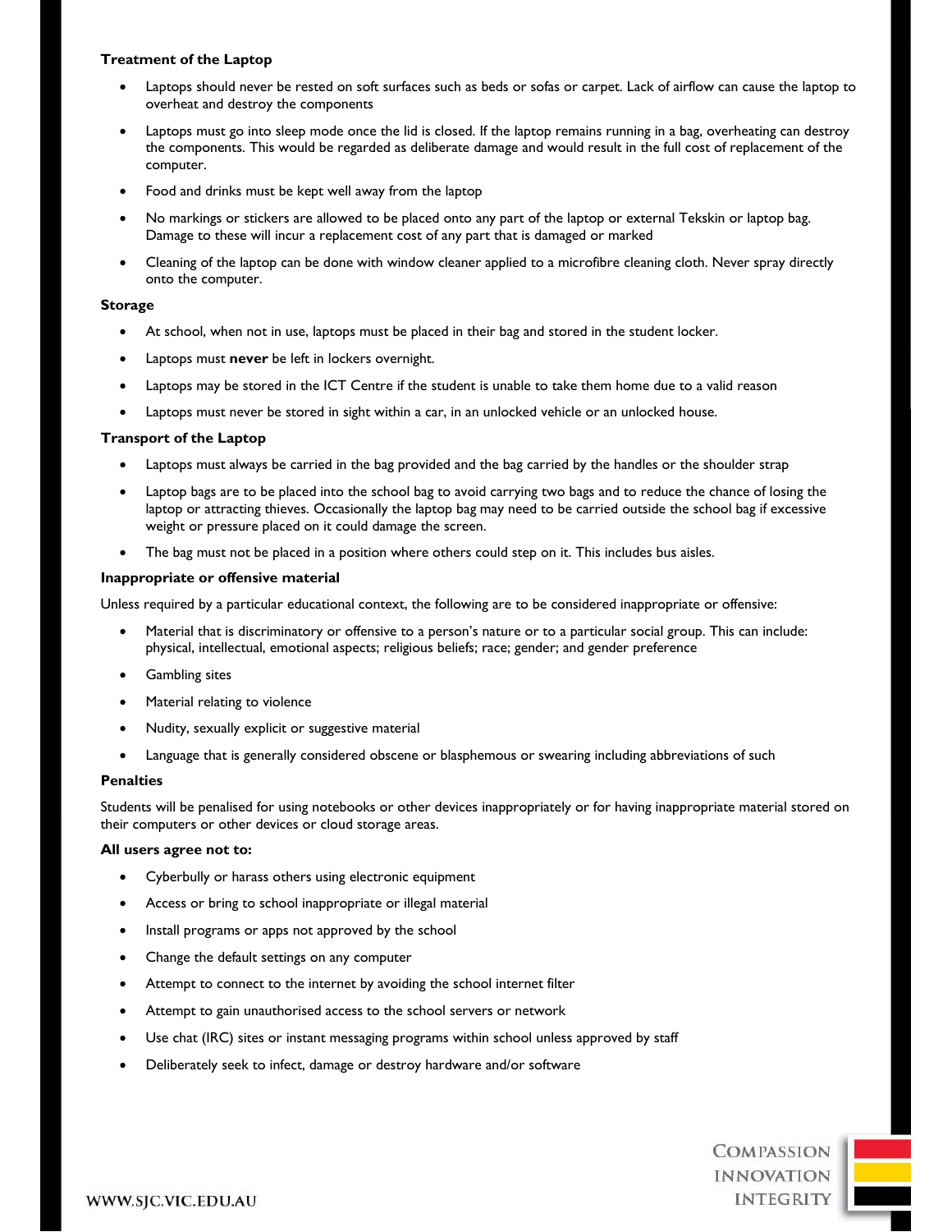**Treatment of the Laptop**

- Laptops should never be rested on soft surfaces such as beds or sofas or carpet. Lack of airflow can cause the laptop to overheat and destroy the components
- Laptops must go into sleep mode once the lid is closed. If the laptop remains running in a bag, overheating can destroy the components. This would be regarded as deliberate damage and would result in the full cost of replacement of the computer.
- Food and drinks must be kept well away from the laptop
- No markings or stickers are allowed to be placed onto any part of the laptop or external Tekskin or laptop bag. Damage to these will incur a replacement cost of any part that is damaged or marked
- Cleaning of the laptop can be done with window cleaner applied to a microfibre cleaning cloth. Never spray directly onto the computer.

**Storage**

- At school, when not in use, laptops must be placed in their bag and stored in the student locker.
- Laptops must **never** be left in lockers overnight.
- Laptops may be stored in the ICT Centre if the student is unable to take them home due to a valid reason
- Laptops must never be stored in sight within a car, in an unlocked vehicle or an unlocked house.

**Transport of the Laptop**

- Laptops must always be carried in the bag provided and the bag carried by the handles or the shoulder strap
- Laptop bags are to be placed into the school bag to avoid carrying two bags and to reduce the chance of losing the laptop or attracting thieves. Occasionally the laptop bag may need to be carried outside the school bag if excessive weight or pressure placed on it could damage the screen.
- The bag must not be placed in a position where others could step on it. This includes bus aisles.

**Inappropriate or offensive material**

Unless required by a particular educational context, the following are to be considered inappropriate or offensive:

- Material that is discriminatory or offensive to a person's nature or to a particular social group. This can include: physical, intellectual, emotional aspects; religious beliefs; race; gender; and gender preference
- Gambling sites
- Material relating to violence
- Nudity, sexually explicit or suggestive material
- Language that is generally considered obscene or blasphemous or swearing including abbreviations of such

**Penalties**

Students will be penalised for using notebooks or other devices inappropriately or for having inappropriate material stored on their computers or other devices or cloud storage areas.

**All users agree not to:**

- Cyberbully or harass others using electronic equipment
- Access or bring to school inappropriate or illegal material
- Install programs or apps not approved by the school
- Change the default settings on any computer
- Attempt to connect to the internet by avoiding the school internet filter
- Attempt to gain unauthorised access to the school servers or network
- Use chat (IRC) sites or instant messaging programs within school unless approved by staff
- Deliberately seek to infect, damage or destroy hardware and/or software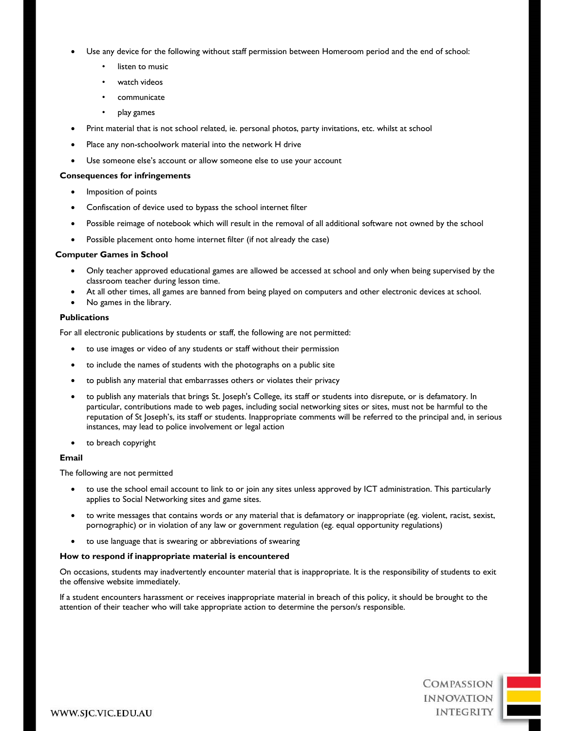- Use any device for the following without staff permission between Homeroom period and the end of school:
    - listen to music
    - watch videos
    - communicate
    - play games
- Print material that is not school related, ie. personal photos, party invitations, etc. whilst at school
- Place any non-schoolwork material into the network H drive
- Use someone else's account or allow someone else to use your account

**Consequences for infringements**

- Imposition of points
- Confiscation of device used to bypass the school internet filter
- Possible reimage of notebook which will result in the removal of all additional software not owned by the school
- Possible placement onto home internet filter (if not already the case)

**Computer Games in School**

- Only teacher approved educational games are allowed be accessed at school and only when being supervised by the classroom teacher during lesson time.
- At all other times, all games are banned from being played on computers and other electronic devices at school.
- No games in the library.

**Publications**

For all electronic publications by students or staff, the following are not permitted:

- to use images or video of any students or staff without their permission
- to include the names of students with the photographs on a public site
- to publish any material that embarrasses others or violates their privacy
- to publish any materials that brings St. Joseph's College, its staff or students into disrepute, or is defamatory. In particular, contributions made to web pages, including social networking sites or sites, must not be harmful to the reputation of St Joseph's, its staff or students. Inappropriate comments will be referred to the principal and, in serious instances, may lead to police involvement or legal action
- to breach copyright

**Email**

The following are not permitted

- to use the school email account to link to or join any sites unless approved by ICT administration. This particularly applies to Social Networking sites and game sites.
- to write messages that contains words or any material that is defamatory or inappropriate (eg. violent, racist, sexist, pornographic) or in violation of any law or government regulation (eg. equal opportunity regulations)
- to use language that is swearing or abbreviations of swearing

**How to respond if inappropriate material is encountered**

On occasions, students may inadvertently encounter material that is inappropriate. It is the responsibility of students to exit the offensive website immediately.

If a student encounters harassment or receives inappropriate material in breach of this policy, it should be brought to the attention of their teacher who will take appropriate action to determine the person/s responsible.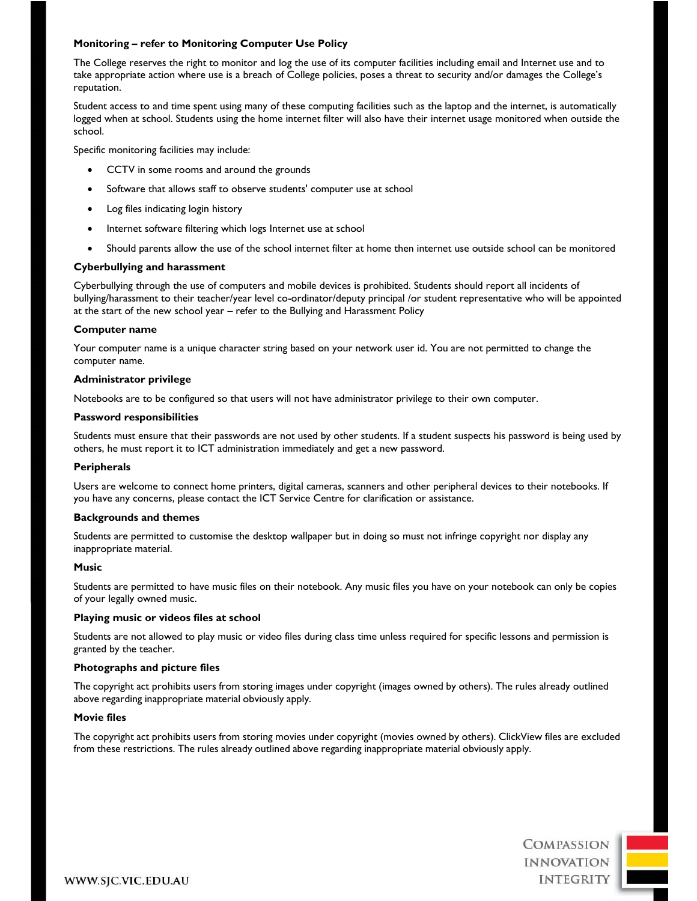### Monitoring – refer to Monitoring Computer Use Policy

The College reserves the right to monitor and log the use of its computer facilities including email and Internet use and to take appropriate action where use is a breach of College policies, poses a threat to security and/or damages the College's reputation.

Student access to and time spent using many of these computing facilities such as the laptop and the internet, is automatically logged when at school. Students using the home internet filter will also have their internet usage monitored when outside the school.

Specific monitoring facilities may include:

- CCTV in some rooms and around the grounds
- Software that allows staff to observe students' computer use at school
- Log files indicating login history
- Internet software filtering which logs Internet use at school
- Should parents allow the use of the school internet filter at home then internet use outside school can be monitored

### Cyberbullying and harassment

Cyberbullying through the use of computers and mobile devices is prohibited. Students should report all incidents of bullying/harassment to their teacher/year level co-ordinator/deputy principal /or student representative who will be appointed at the start of the new school year – refer to the Bullying and Harassment Policy

### Computer name

Your computer name is a unique character string based on your network user id. You are not permitted to change the computer name.

### Administrator privilege

Notebooks are to be configured so that users will not have administrator privilege to their own computer.

### Password responsibilities

Students must ensure that their passwords are not used by other students. If a student suspects his password is being used by others, he must report it to ICT administration immediately and get a new password.

### Peripherals

Users are welcome to connect home printers, digital cameras, scanners and other peripheral devices to their notebooks. If you have any concerns, please contact the ICT Service Centre for clarification or assistance.

### Backgrounds and themes

Students are permitted to customise the desktop wallpaper but in doing so must not infringe copyright nor display any inappropriate material.

### Music

Students are permitted to have music files on their notebook. Any music files you have on your notebook can only be copies of your legally owned music.

### Playing music or videos files at school

Students are not allowed to play music or video files during class time unless required for specific lessons and permission is granted by the teacher.

### Photographs and picture files

The copyright act prohibits users from storing images under copyright (images owned by others). The rules already outlined above regarding inappropriate material obviously apply.

### Movie files

The copyright act prohibits users from storing movies under copyright (movies owned by others). ClickView files are excluded from these restrictions. The rules already outlined above regarding inappropriate material obviously apply.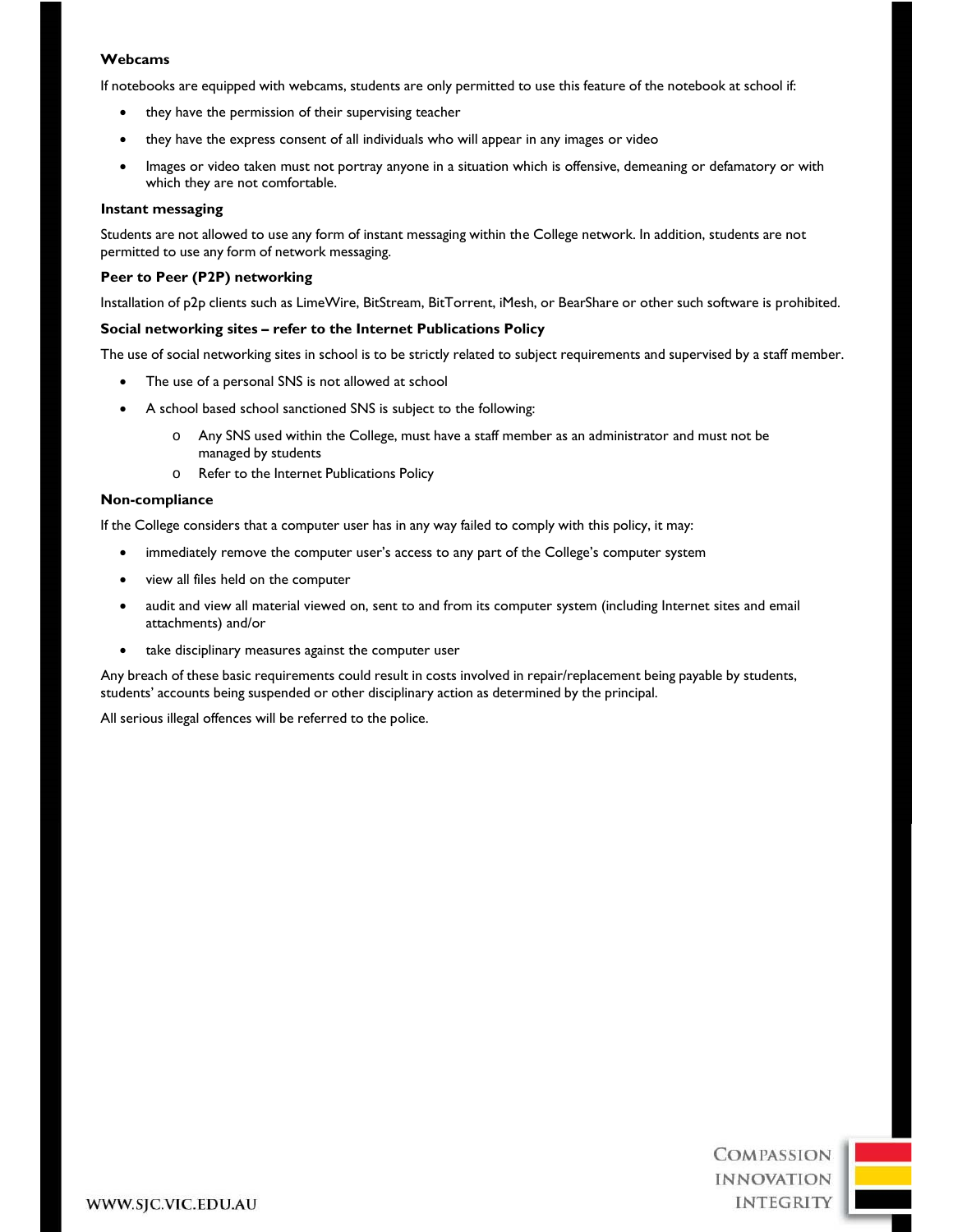### Webcams

If notebooks are equipped with webcams, students are only permitted to use this feature of the notebook at school if:

- they have the permission of their supervising teacher
- they have the express consent of all individuals who will appear in any images or video
- Images or video taken must not portray anyone in a situation which is offensive, demeaning or defamatory or with which they are not comfortable.

### Instant messaging

Students are not allowed to use any form of instant messaging within the College network. In addition, students are not permitted to use any form of network messaging.

### Peer to Peer (P2P) networking

Installation of p2p clients such as LimeWire, BitStream, BitTorrent, iMesh, or BearShare or other such software is prohibited.

### Social networking sites – refer to the Internet Publications Policy

The use of social networking sites in school is to be strictly related to subject requirements and supervised by a staff member.

- The use of a personal SNS is not allowed at school
- A school based school sanctioned SNS is subject to the following:
  - Any SNS used within the College, must have a staff member as an administrator and must not be managed by students
  - Refer to the Internet Publications Policy

### Non-compliance

If the College considers that a computer user has in any way failed to comply with this policy, it may:

- immediately remove the computer user's access to any part of the College's computer system
- view all files held on the computer
- audit and view all material viewed on, sent to and from its computer system (including Internet sites and email attachments) and/or
- take disciplinary measures against the computer user

Any breach of these basic requirements could result in costs involved in repair/replacement being payable by students, students' accounts being suspended or other disciplinary action as determined by the principal.

All serious illegal offences will be referred to the police.